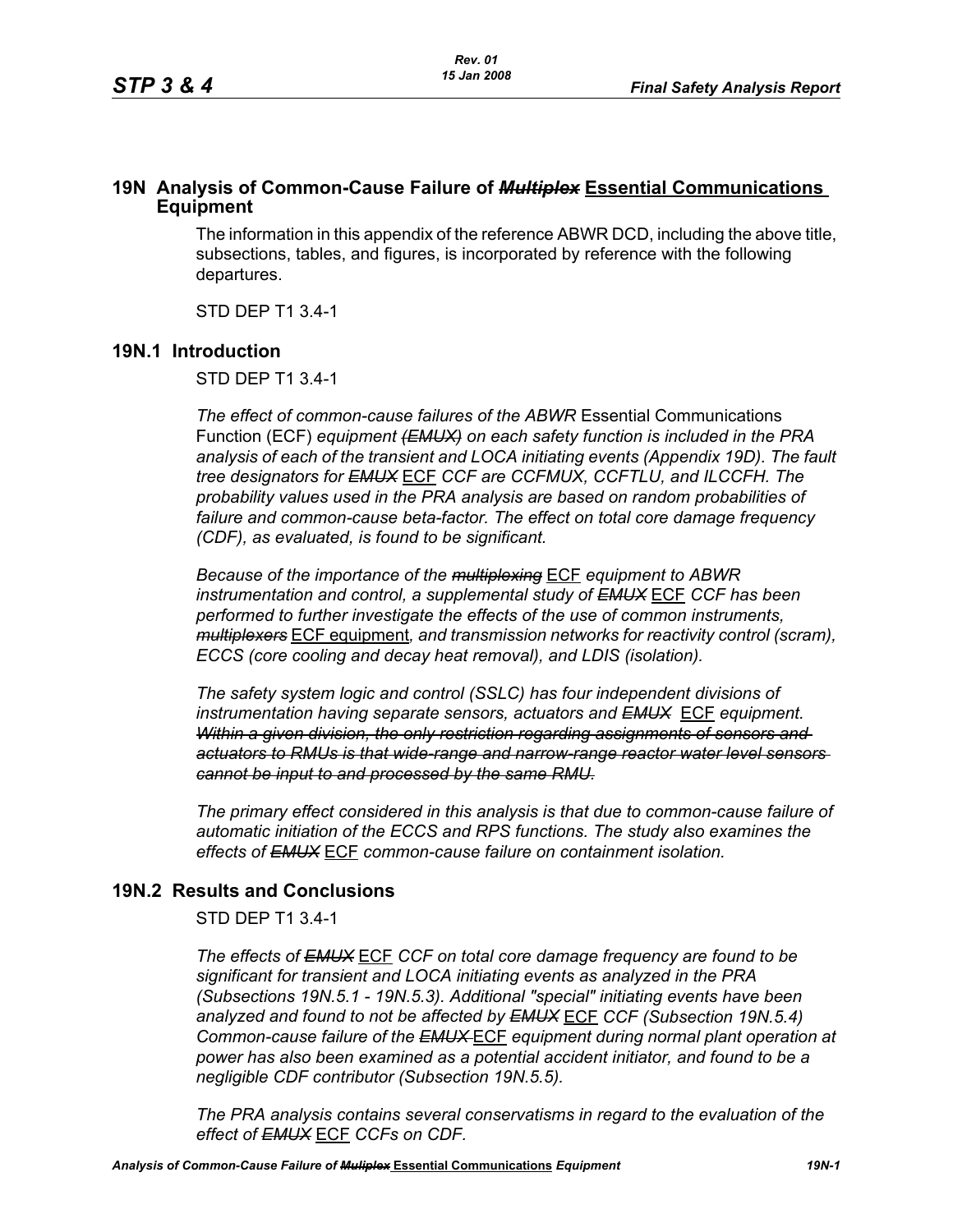## 19N Analysis of Common-Cause Failure of ~~*Multiplex*~~ <u>**Essential Communications**</u> Equipment

The information in this appendix of the reference ABWR DCD, including the above title, subsections, tables, and figures, is incorporated by reference with the following departures.

STD DEP T1 3.4-1

### 19N.1 Introduction

STD DEP T1 3.4-1

*The effect of common-cause failures of the ABWR* Essential Communications Function (ECF) *equipment ~~(EMUX)~~ on each safety function is included in the PRA analysis of each of the transient and LOCA initiating events (Appendix 19D). The fault tree designators for ~~EMUX~~* <u>ECF</u> *CCF are CCFMUX, CCFTLU, and ILCCFH. The probability values used in the PRA analysis are based on random probabilities of failure and common-cause beta-factor. The effect on total core damage frequency (CDF), as evaluated, is found to be significant.*

*Because of the importance of the ~~multiplexing~~* <u>ECF</u> *equipment to ABWR instrumentation and control, a supplemental study of ~~EMUX~~* <u>ECF</u> *CCF has been performed to further investigate the effects of the use of common instruments, ~~multiplexers~~* <u>ECF equipment</u>*, and transmission networks for reactivity control (scram), ECCS (core cooling and decay heat removal), and LDIS (isolation).*

*The safety system logic and control (SSLC) has four independent divisions of instrumentation having separate sensors, actuators and ~~EMUX~~* <u>ECF</u> *equipment. ~~Within a given division, the only restriction regarding assignments of sensors and actuators to RMUs is that wide-range and narrow-range reactor water level sensors cannot be input to and processed by the same RMU.~~*

*The primary effect considered in this analysis is that due to common-cause failure of automatic initiation of the ECCS and RPS functions. The study also examines the effects of ~~EMUX~~* <u>ECF</u> *common-cause failure on containment isolation.*

### 19N.2 Results and Conclusions

STD DEP T1 3.4-1

*The effects of ~~EMUX~~* <u>ECF</u> *CCF on total core damage frequency are found to be significant for transient and LOCA initiating events as analyzed in the PRA (Subsections 19N.5.1 - 19N.5.3). Additional "special" initiating events have been analyzed and found to not be affected by ~~EMUX~~* <u>ECF</u> *CCF (Subsection 19N.5.4) Common-cause failure of the ~~EMUX~~* <u>ECF</u> *equipment during normal plant operation at power has also been examined as a potential accident initiator, and found to be a negligible CDF contributor (Subsection 19N.5.5).*

*The PRA analysis contains several conservatisms in regard to the evaluation of the effect of ~~EMUX~~* <u>ECF</u> *CCFs on CDF.*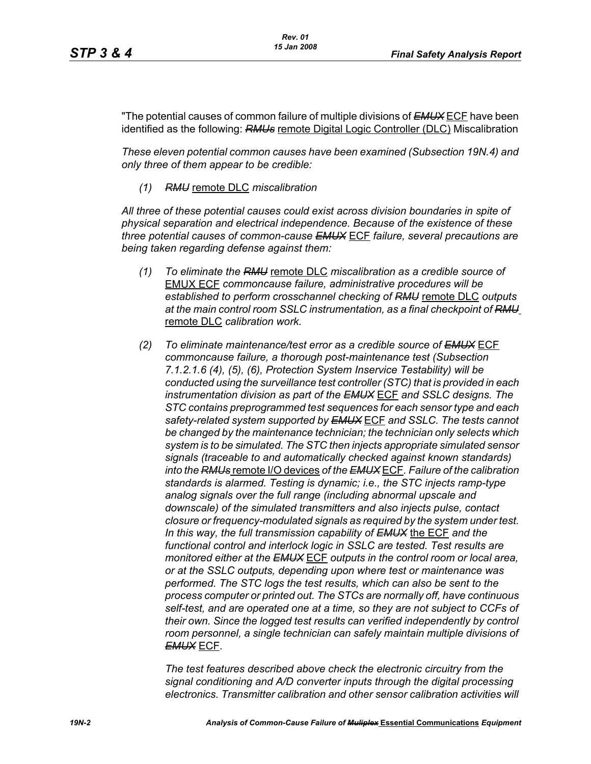"The potential causes of common failure of multiple divisions of ~~*EMUX*~~ ECF have been identified as the following: ~~*RMUs*~~ remote Digital Logic Controller (DLC) Miscalibration

*These eleven potential common causes have been examined (Subsection 19N.4) and only three of them appear to be credible:*

*(1)* ~~*RMU*~~ remote DLC *miscalibration*

*All three of these potential causes could exist across division boundaries in spite of physical separation and electrical independence. Because of the existence of these three potential causes of common-cause* ~~*EMUX*~~ ECF *failure, several precautions are being taken regarding defense against them:*

*(1) To eliminate the* ~~*RMU*~~ remote DLC *miscalibration as a credible source of* EMUX ECF *commoncause failure, administrative procedures will be established to perform crosschannel checking of* ~~*RMU*~~ remote DLC *outputs at the main control room SSLC instrumentation, as a final checkpoint of* ~~*RMU*~~ remote DLC *calibration work.*

*(2) To eliminate maintenance/test error as a credible source of* ~~*EMUX*~~ ECF *commoncause failure, a thorough post-maintenance test (Subsection 7.1.2.1.6 (4), (5), (6), Protection System Inservice Testability) will be conducted using the surveillance test controller (STC) that is provided in each instrumentation division as part of the* ~~*EMUX*~~ ECF *and SSLC designs. The STC contains preprogrammed test sequences for each sensor type and each safety-related system supported by* ~~*EMUX*~~ ECF *and SSLC. The tests cannot be changed by the maintenance technician; the technician only selects which system is to be simulated. The STC then injects appropriate simulated sensor signals (traceable to and automatically checked against known standards) into the* ~~*RMUs*~~ remote I/O devices *of the* ~~*EMUX*~~ ECF*. Failure of the calibration standards is alarmed. Testing is dynamic; i.e., the STC injects ramp-type analog signals over the full range (including abnormal upscale and downscale) of the simulated transmitters and also injects pulse, contact closure or frequency-modulated signals as required by the system under test. In this way, the full transmission capability of* ~~*EMUX*~~ the ECF *and the functional control and interlock logic in SSLC are tested. Test results are monitored either at the* ~~*EMUX*~~ ECF *outputs in the control room or local area, or at the SSLC outputs, depending upon where test or maintenance was performed. The STC logs the test results, which can also be sent to the process computer or printed out. The STCs are normally off, have continuous self-test, and are operated one at a time, so they are not subject to CCFs of their own. Since the logged test results can verified independently by control room personnel, a single technician can safely maintain multiple divisions of* ~~*EMUX*~~ ECF*.*

*The test features described above check the electronic circuitry from the signal conditioning and A/D converter inputs through the digital processing electronics. Transmitter calibration and other sensor calibration activities will*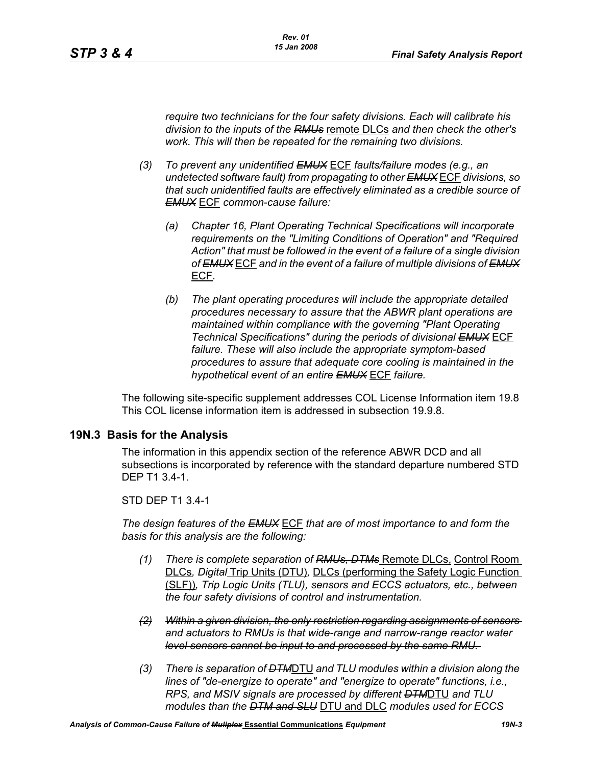*require two technicians for the four safety divisions. Each will calibrate his division to the inputs of the ~~RMUs~~* remote DLCs *and then check the other's work. This will then be repeated for the remaining two divisions.*

*(3) To prevent any unidentified ~~EMUX~~* ECF *faults/failure modes (e.g., an undetected software fault) from propagating to other ~~EMUX~~* ECF *divisions, so that such unidentified faults are effectively eliminated as a credible source of ~~EMUX~~* ECF *common-cause failure:*

*(a) Chapter 16, Plant Operating Technical Specifications will incorporate requirements on the "Limiting Conditions of Operation" and "Required Action" that must be followed in the event of a failure of a single division of ~~EMUX~~* ECF *and in the event of a failure of multiple divisions of ~~EMUX~~* ECF.

*(b) The plant operating procedures will include the appropriate detailed procedures necessary to assure that the ABWR plant operations are maintained within compliance with the governing "Plant Operating Technical Specifications" during the periods of divisional ~~EMUX~~* ECF *failure. These will also include the appropriate symptom-based procedures to assure that adequate core cooling is maintained in the hypothetical event of an entire ~~EMUX~~* ECF *failure.*

The following site-specific supplement addresses COL License Information item 19.8 This COL license information item is addressed in subsection 19.9.8.

## 19N.3 Basis for the Analysis

The information in this appendix section of the reference ABWR DCD and all subsections is incorporated by reference with the standard departure numbered STD DEP T1 3.4-1.

STD DEP T1 3.4-1

*The design features of the ~~EMUX~~* ECF *that are of most importance to and form the basis for this analysis are the following:*

*(1) There is complete separation of ~~RMUs, DTMs~~* Remote DLCs, Control Room DLCs*, Digital* Trip Units (DTU)*,* DLCs (performing the Safety Logic Function (SLF))*, Trip Logic Units (TLU), sensors and ECCS actuators, etc., between the four safety divisions of control and instrumentation.*

~~*(2) Within a given division, the only restriction regarding assignments of sensors and actuators to RMUs is that wide-range and narrow-range reactor water level sensors cannot be input to and processed by the same RMU.*~~

*(3) There is separation of ~~DTM~~*DTU *and TLU modules within a division along the lines of "de-energize to operate" and "energize to operate" functions, i.e., RPS, and MSIV signals are processed by different ~~DTM~~*DTU *and TLU modules than the ~~DTM and SLU~~* DTU and DLC *modules used for ECCS*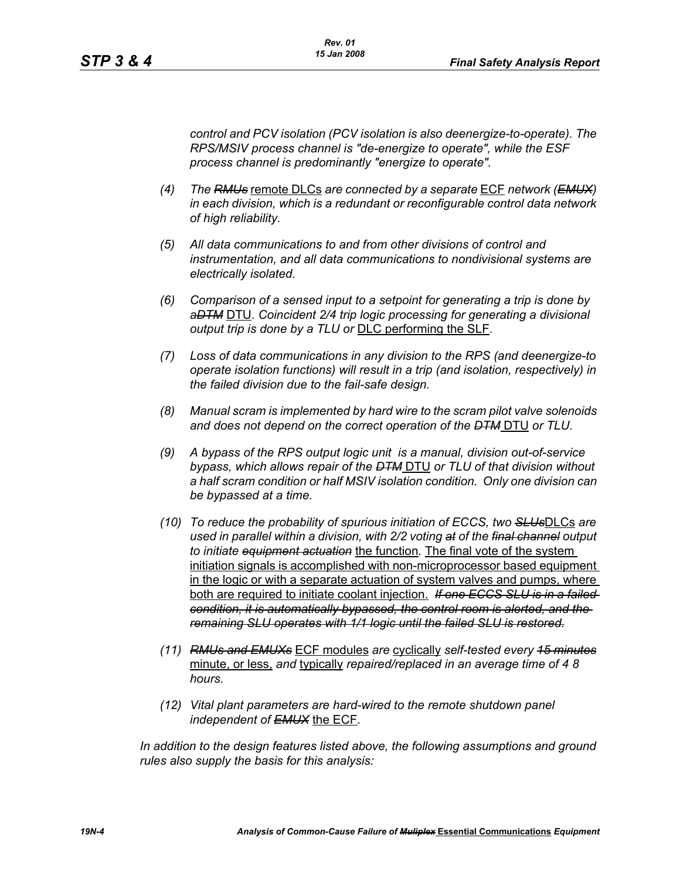*control and PCV isolation (PCV isolation is also deenergize-to-operate). The RPS/MSIV process channel is "de-energize to operate", while the ESF process channel is predominantly "energize to operate".*

*(4) The ~~RMUs~~ remote DLCs are connected by a separate ECF network (~~EMUX~~) in each division, which is a redundant or reconfigurable control data network of high reliability.*

*(5) All data communications to and from other divisions of control and instrumentation, and all data communications to nondivisional systems are electrically isolated.*

*(6) Comparison of a sensed input to a setpoint for generating a trip is done by a~~DTM~~ DTU. Coincident 2/4 trip logic processing for generating a divisional output trip is done by a TLU or DLC performing the SLF.*

*(7) Loss of data communications in any division to the RPS (and deenergize-to operate isolation functions) will result in a trip (and isolation, respectively) in the failed division due to the fail-safe design.*

*(8) Manual scram is implemented by hard wire to the scram pilot valve solenoids and does not depend on the correct operation of the ~~DTM~~ DTU or TLU.*

*(9) A bypass of the RPS output logic unit is a manual, division out-of-service bypass, which allows repair of the ~~DTM~~ DTU or TLU of that division without a half scram condition or half MSIV isolation condition. Only one division can be bypassed at a time.*

*(10) To reduce the probability of spurious initiation of ECCS, two ~~SLUs~~DLCs are used in parallel within a division, with 2/2 voting ~~at~~ of the ~~final channel~~ output to initiate ~~equipment actuation~~ the function. The final vote of the system initiation signals is accomplished with non-microprocessor based equipment in the logic or with a separate actuation of system valves and pumps, where both are required to initiate coolant injection. ~~If one ECCS SLU is in a failed condition, it is automatically bypassed, the control room is alerted, and the remaining SLU operates with 1/1 logic until the failed SLU is restored.~~*

*(11) ~~RMUs and EMUXs~~ ECF modules are cyclically self-tested every ~~15 minutes~~ minute, or less, and typically repaired/replaced in an average time of ~~4~~ 8 hours.*

*(12) Vital plant parameters are hard-wired to the remote shutdown panel independent of ~~EMUX~~ the ECF.*

*In addition to the design features listed above, the following assumptions and ground rules also supply the basis for this analysis:*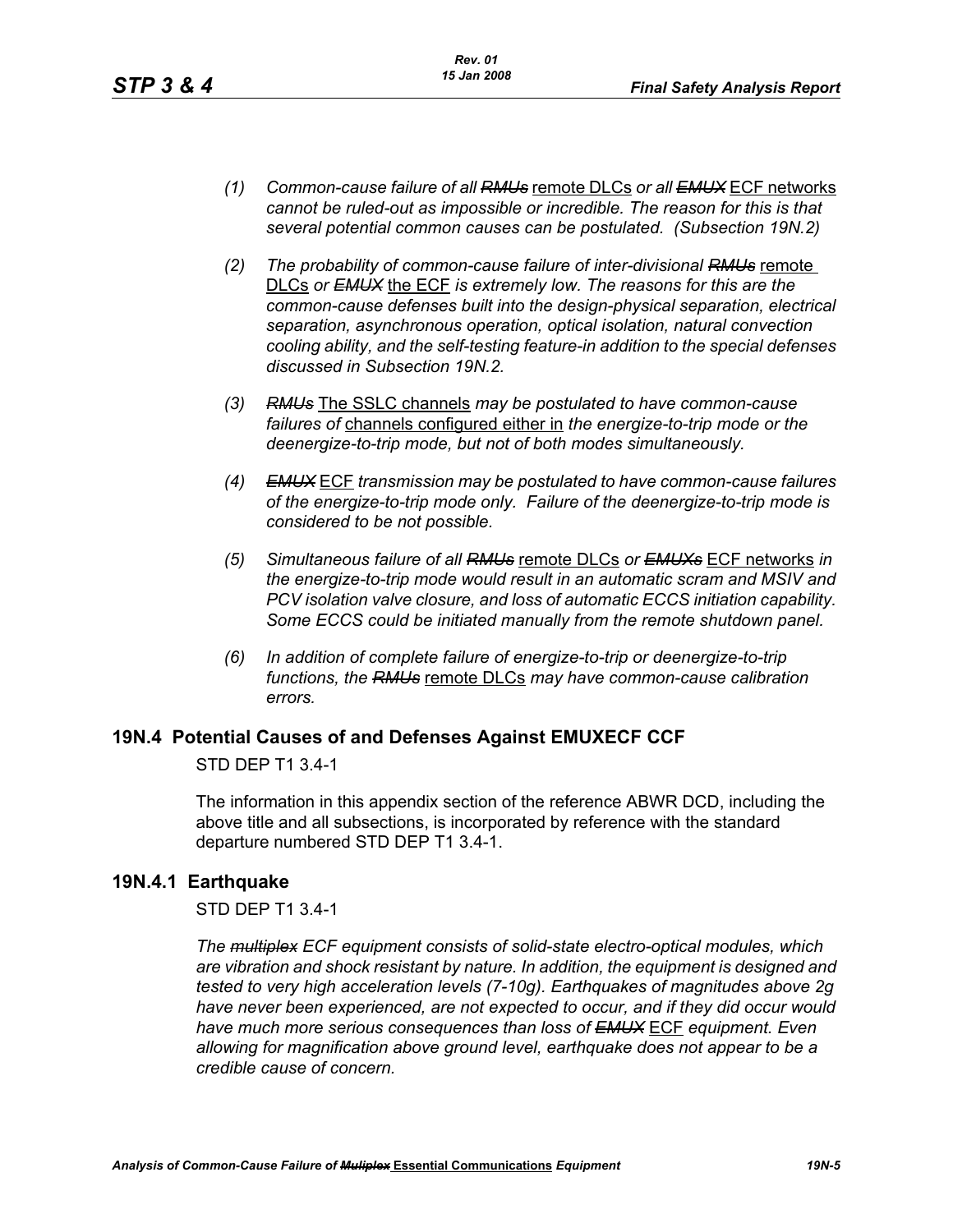(1) *Common-cause failure of all ~~RMUs~~* remote DLCs *or all ~~EMUX~~* ECF networks *cannot be ruled-out as impossible or incredible. The reason for this is that several potential common causes can be postulated. (Subsection 19N.2)*

(2) *The probability of common-cause failure of inter-divisional ~~RMUs~~* remote DLCs *or ~~EMUX~~* the ECF *is extremely low. The reasons for this are the common-cause defenses built into the design-physical separation, electrical separation, asynchronous operation, optical isolation, natural convection cooling ability, and the self-testing feature-in addition to the special defenses discussed in Subsection 19N.2.*

(3) *~~RMUs~~* The SSLC channels *may be postulated to have common-cause failures of* channels configured either in *the energize-to-trip mode or the deenergize-to-trip mode, but not of both modes simultaneously.*

(4) *~~EMUX~~* ECF *transmission may be postulated to have common-cause failures of the energize-to-trip mode only. Failure of the deenergize-to-trip mode is considered to be not possible.*

(5) *Simultaneous failure of all ~~RMUs~~* remote DLCs *or ~~EMUXs~~* ECF networks *in the energize-to-trip mode would result in an automatic scram and MSIV and PCV isolation valve closure, and loss of automatic ECCS initiation capability. Some ECCS could be initiated manually from the remote shutdown panel.*

(6) *In addition of complete failure of energize-to-trip or deenergize-to-trip functions, the ~~RMUs~~* remote DLCs *may have common-cause calibration errors.*

## 19N.4 Potential Causes of and Defenses Against ~~EMUX~~ECF CCF

STD DEP T1 3.4-1

The information in this appendix section of the reference ABWR DCD, including the above title and all subsections, is incorporated by reference with the standard departure numbered STD DEP T1 3.4-1.

## 19N.4.1 Earthquake

STD DEP T1 3.4-1

*The ~~multiplex~~ ECF equipment consists of solid-state electro-optical modules, which are vibration and shock resistant by nature. In addition, the equipment is designed and tested to very high acceleration levels (7-10g). Earthquakes of magnitudes above 2g have never been experienced, are not expected to occur, and if they did occur would have much more serious consequences than loss of ~~EMUX~~* ECF *equipment. Even allowing for magnification above ground level, earthquake does not appear to be a credible cause of concern.*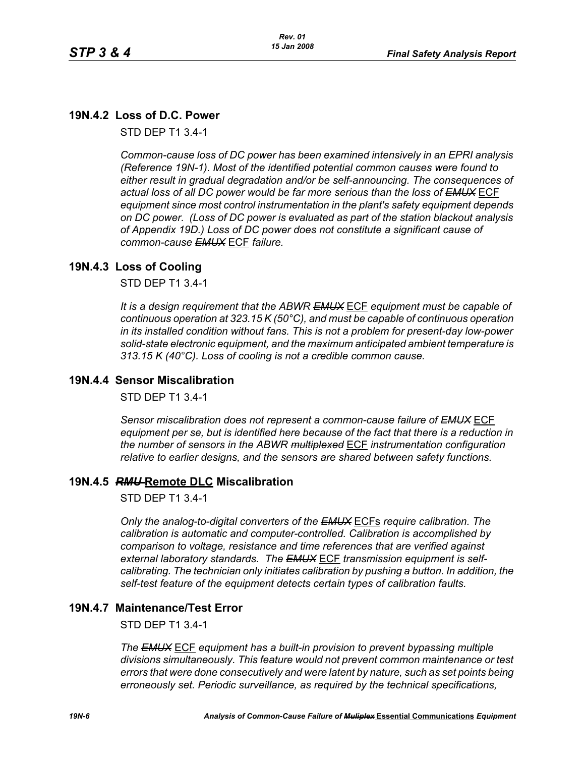## 19N.4.2 Loss of D.C. Power

STD DEP T1 3.4-1

*Common-cause loss of DC power has been examined intensively in an EPRI analysis (Reference 19N-1). Most of the identified potential common causes were found to either result in gradual degradation and/or be self-announcing. The consequences of actual loss of all DC power would be far more serious than the loss of ~~EMUX~~* ECF *equipment since most control instrumentation in the plant's safety equipment depends on DC power. (Loss of DC power is evaluated as part of the station blackout analysis of Appendix 19D.) Loss of DC power does not constitute a significant cause of common-cause ~~EMUX~~* ECF *failure.*

## 19N.4.3 Loss of Cooling

STD DEP T1 3.4-1

*It is a design requirement that the ABWR ~~EMUX~~* ECF *equipment must be capable of continuous operation at 323.15 K (50°C), and must be capable of continuous operation in its installed condition without fans. This is not a problem for present-day low-power solid-state electronic equipment, and the maximum anticipated ambient temperature is 313.15 K (40°C). Loss of cooling is not a credible common cause.*

## 19N.4.4 Sensor Miscalibration

STD DEP T1 3.4-1

*Sensor miscalibration does not represent a common-cause failure of ~~EMUX~~* ECF *equipment per se, but is identified here because of the fact that there is a reduction in the number of sensors in the ABWR ~~multiplexed~~* ECF *instrumentation configuration relative to earlier designs, and the sensors are shared between safety functions.*

## 19N.4.5 ~~*RMU*~~ Remote DLC Miscalibration

STD DEP T1 3.4-1

*Only the analog-to-digital converters of the ~~EMUX~~* ECFs *require calibration. The calibration is automatic and computer-controlled. Calibration is accomplished by comparison to voltage, resistance and time references that are verified against external laboratory standards. The ~~EMUX~~* ECF *transmission equipment is self-calibrating. The technician only initiates calibration by pushing a button. In addition, the self-test feature of the equipment detects certain types of calibration faults.*

## 19N.4.7 Maintenance/Test Error

STD DEP T1 3.4-1

*The ~~EMUX~~* ECF *equipment has a built-in provision to prevent bypassing multiple divisions simultaneously. This feature would not prevent common maintenance or test errors that were done consecutively and were latent by nature, such as set points being erroneously set. Periodic surveillance, as required by the technical specifications,*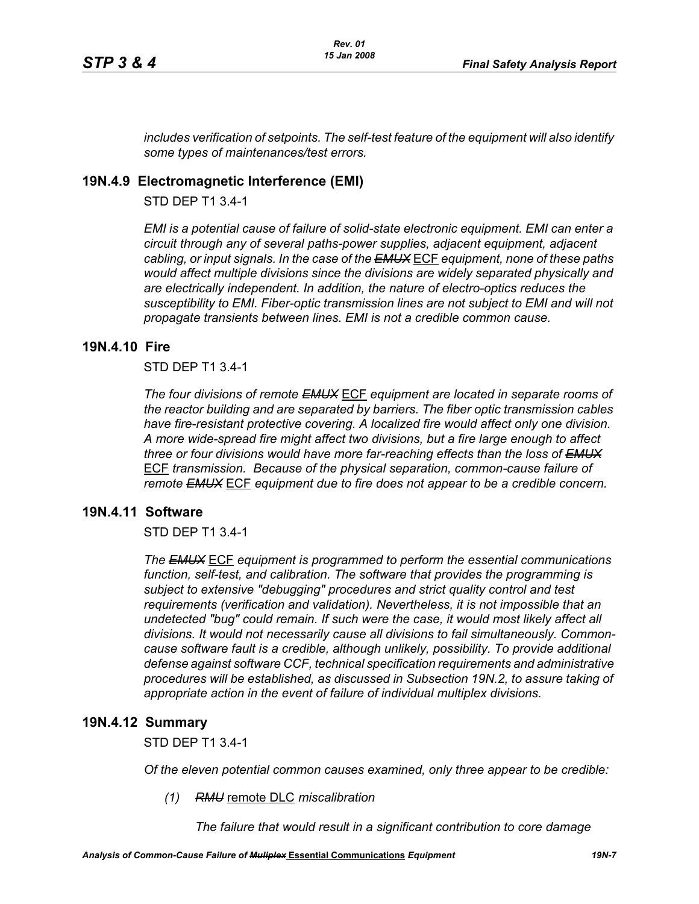*includes verification of setpoints. The self-test feature of the equipment will also identify some types of maintenances/test errors.*

## 19N.4.9 Electromagnetic Interference (EMI)

STD DEP T1 3.4-1

*EMI is a potential cause of failure of solid-state electronic equipment. EMI can enter a circuit through any of several paths-power supplies, adjacent equipment, adjacent cabling, or input signals. In the case of the ~~EMUX~~* ECF *equipment, none of these paths would affect multiple divisions since the divisions are widely separated physically and are electrically independent. In addition, the nature of electro-optics reduces the susceptibility to EMI. Fiber-optic transmission lines are not subject to EMI and will not propagate transients between lines. EMI is not a credible common cause.*

## 19N.4.10 Fire

STD DEP T1 3.4-1

*The four divisions of remote ~~EMUX~~* ECF *equipment are located in separate rooms of the reactor building and are separated by barriers. The fiber optic transmission cables have fire-resistant protective covering. A localized fire would affect only one division. A more wide-spread fire might affect two divisions, but a fire large enough to affect three or four divisions would have more far-reaching effects than the loss of ~~EMUX~~* ECF *transmission. Because of the physical separation, common-cause failure of remote ~~EMUX~~* ECF *equipment due to fire does not appear to be a credible concern.*

## 19N.4.11 Software

STD DEP T1 3.4-1

*The ~~EMUX~~* ECF *equipment is programmed to perform the essential communications function, self-test, and calibration. The software that provides the programming is subject to extensive "debugging" procedures and strict quality control and test requirements (verification and validation). Nevertheless, it is not impossible that an undetected "bug" could remain. If such were the case, it would most likely affect all divisions. It would not necessarily cause all divisions to fail simultaneously. Common-cause software fault is a credible, although unlikely, possibility. To provide additional defense against software CCF, technical specification requirements and administrative procedures will be established, as discussed in Subsection 19N.2, to assure taking of appropriate action in the event of failure of individual multiplex divisions.*

## 19N.4.12 Summary

STD DEP T1 3.4-1

*Of the eleven potential common causes examined, only three appear to be credible:*

*(1) ~~RMU~~* remote DLC *miscalibration*

*The failure that would result in a significant contribution to core damage*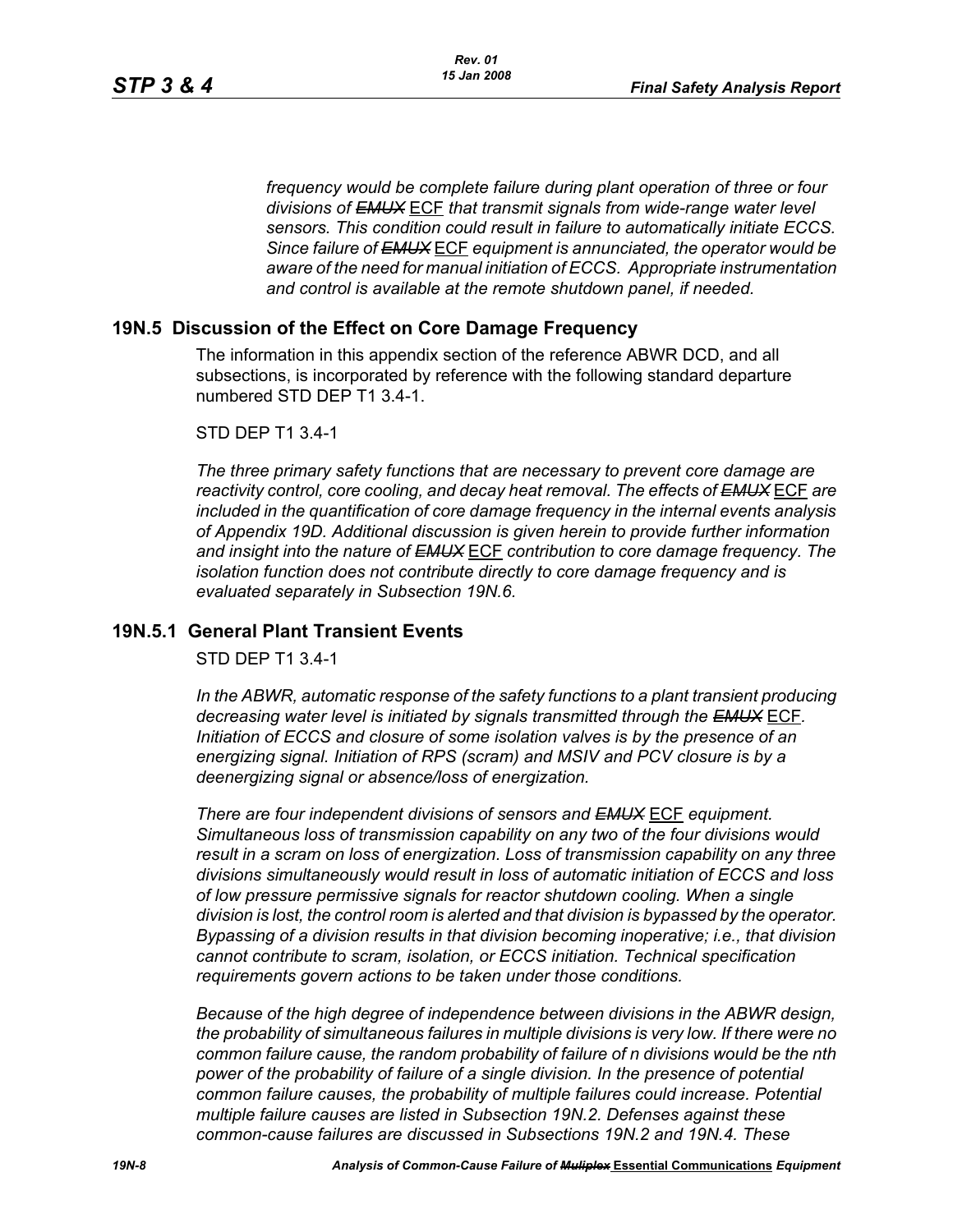*frequency would be complete failure during plant operation of three or four divisions of ~~EMUX~~ ECF that transmit signals from wide-range water level sensors. This condition could result in failure to automatically initiate ECCS. Since failure of ~~EMUX~~ ECF equipment is annunciated, the operator would be aware of the need for manual initiation of ECCS. Appropriate instrumentation and control is available at the remote shutdown panel, if needed.*

## 19N.5 Discussion of the Effect on Core Damage Frequency

The information in this appendix section of the reference ABWR DCD, and all subsections, is incorporated by reference with the following standard departure numbered STD DEP T1 3.4-1.

STD DEP T1 3.4-1

*The three primary safety functions that are necessary to prevent core damage are reactivity control, core cooling, and decay heat removal. The effects of ~~EMUX~~ ECF are included in the quantification of core damage frequency in the internal events analysis of Appendix 19D. Additional discussion is given herein to provide further information and insight into the nature of ~~EMUX~~ ECF contribution to core damage frequency. The isolation function does not contribute directly to core damage frequency and is evaluated separately in Subsection 19N.6.*

## 19N.5.1 General Plant Transient Events

STD DEP T1 3.4-1

*In the ABWR, automatic response of the safety functions to a plant transient producing decreasing water level is initiated by signals transmitted through the ~~EMUX~~ ECF. Initiation of ECCS and closure of some isolation valves is by the presence of an energizing signal. Initiation of RPS (scram) and MSIV and PCV closure is by a deenergizing signal or absence/loss of energization.*

*There are four independent divisions of sensors and ~~EMUX~~ ECF equipment. Simultaneous loss of transmission capability on any two of the four divisions would result in a scram on loss of energization. Loss of transmission capability on any three divisions simultaneously would result in loss of automatic initiation of ECCS and loss of low pressure permissive signals for reactor shutdown cooling. When a single division is lost, the control room is alerted and that division is bypassed by the operator. Bypassing of a division results in that division becoming inoperative; i.e., that division cannot contribute to scram, isolation, or ECCS initiation. Technical specification requirements govern actions to be taken under those conditions.*

*Because of the high degree of independence between divisions in the ABWR design, the probability of simultaneous failures in multiple divisions is very low. If there were no common failure cause, the random probability of failure of n divisions would be the nth power of the probability of failure of a single division. In the presence of potential common failure causes, the probability of multiple failures could increase. Potential multiple failure causes are listed in Subsection 19N.2. Defenses against these common-cause failures are discussed in Subsections 19N.2 and 19N.4. These*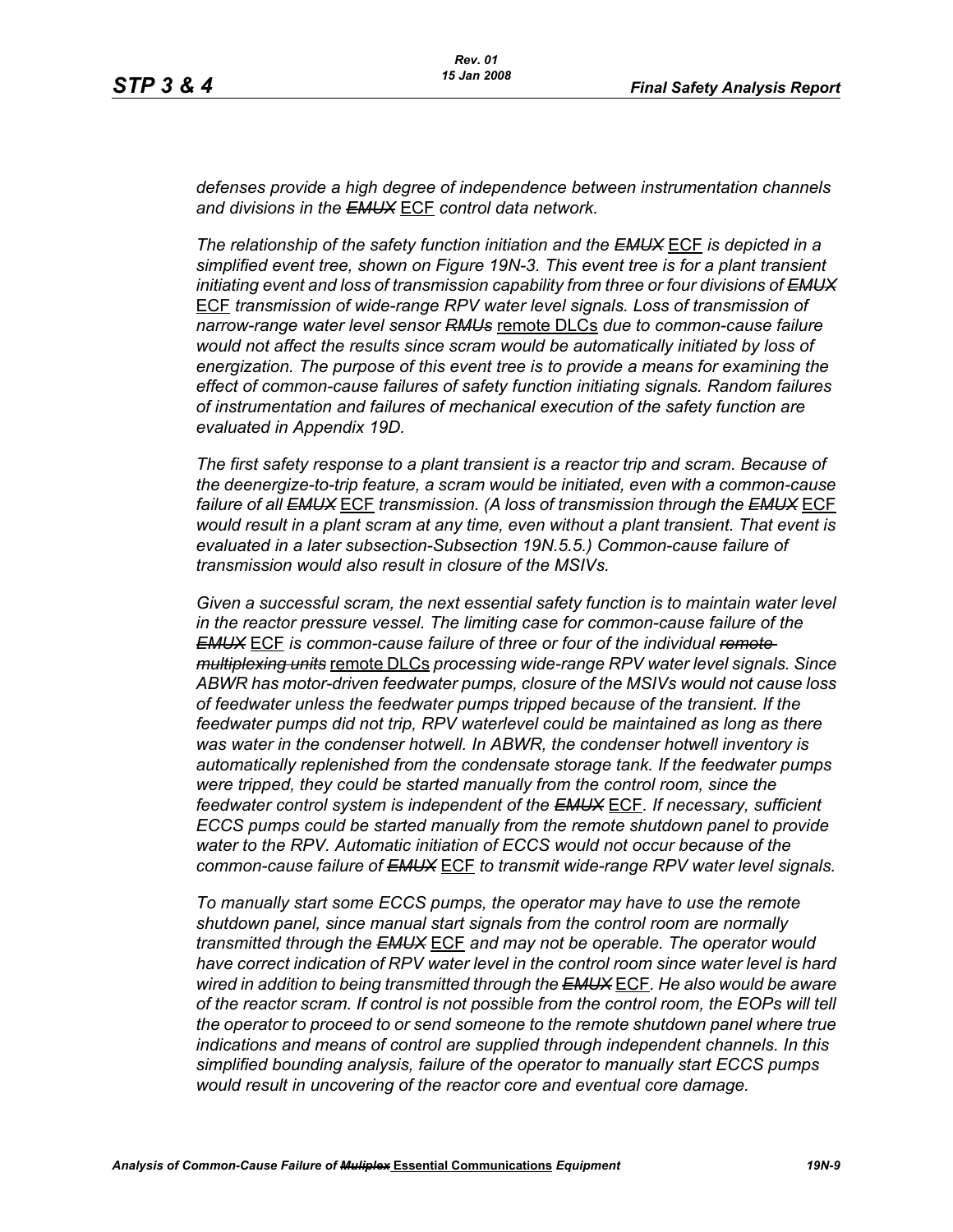*defenses provide a high degree of independence between instrumentation channels and divisions in the ~~EMUX~~ ECF control data network.*

*The relationship of the safety function initiation and the ~~EMUX~~ ECF is depicted in a simplified event tree, shown on Figure 19N-3. This event tree is for a plant transient initiating event and loss of transmission capability from three or four divisions of ~~EMUX~~ ECF transmission of wide-range RPV water level signals. Loss of transmission of narrow-range water level sensor ~~RMUs~~ remote DLCs due to common-cause failure would not affect the results since scram would be automatically initiated by loss of energization. The purpose of this event tree is to provide a means for examining the effect of common-cause failures of safety function initiating signals. Random failures of instrumentation and failures of mechanical execution of the safety function are evaluated in Appendix 19D.*

*The first safety response to a plant transient is a reactor trip and scram. Because of the deenergize-to-trip feature, a scram would be initiated, even with a common-cause failure of all ~~EMUX~~ ECF transmission. (A loss of transmission through the ~~EMUX~~ ECF would result in a plant scram at any time, even without a plant transient. That event is evaluated in a later subsection-Subsection 19N.5.5.) Common-cause failure of transmission would also result in closure of the MSIVs.*

*Given a successful scram, the next essential safety function is to maintain water level in the reactor pressure vessel. The limiting case for common-cause failure of the ~~EMUX~~ ECF is common-cause failure of three or four of the individual ~~remote multiplexing units~~ remote DLCs processing wide-range RPV water level signals. Since ABWR has motor-driven feedwater pumps, closure of the MSIVs would not cause loss of feedwater unless the feedwater pumps tripped because of the transient. If the feedwater pumps did not trip, RPV waterlevel could be maintained as long as there was water in the condenser hotwell. In ABWR, the condenser hotwell inventory is automatically replenished from the condensate storage tank. If the feedwater pumps were tripped, they could be started manually from the control room, since the feedwater control system is independent of the ~~EMUX~~ ECF. If necessary, sufficient ECCS pumps could be started manually from the remote shutdown panel to provide water to the RPV. Automatic initiation of ECCS would not occur because of the common-cause failure of ~~EMUX~~ ECF to transmit wide-range RPV water level signals.*

*To manually start some ECCS pumps, the operator may have to use the remote shutdown panel, since manual start signals from the control room are normally transmitted through the ~~EMUX~~ ECF and may not be operable. The operator would have correct indication of RPV water level in the control room since water level is hard wired in addition to being transmitted through the ~~EMUX~~ ECF. He also would be aware of the reactor scram. If control is not possible from the control room, the EOPs will tell the operator to proceed to or send someone to the remote shutdown panel where true indications and means of control are supplied through independent channels. In this simplified bounding analysis, failure of the operator to manually start ECCS pumps would result in uncovering of the reactor core and eventual core damage.*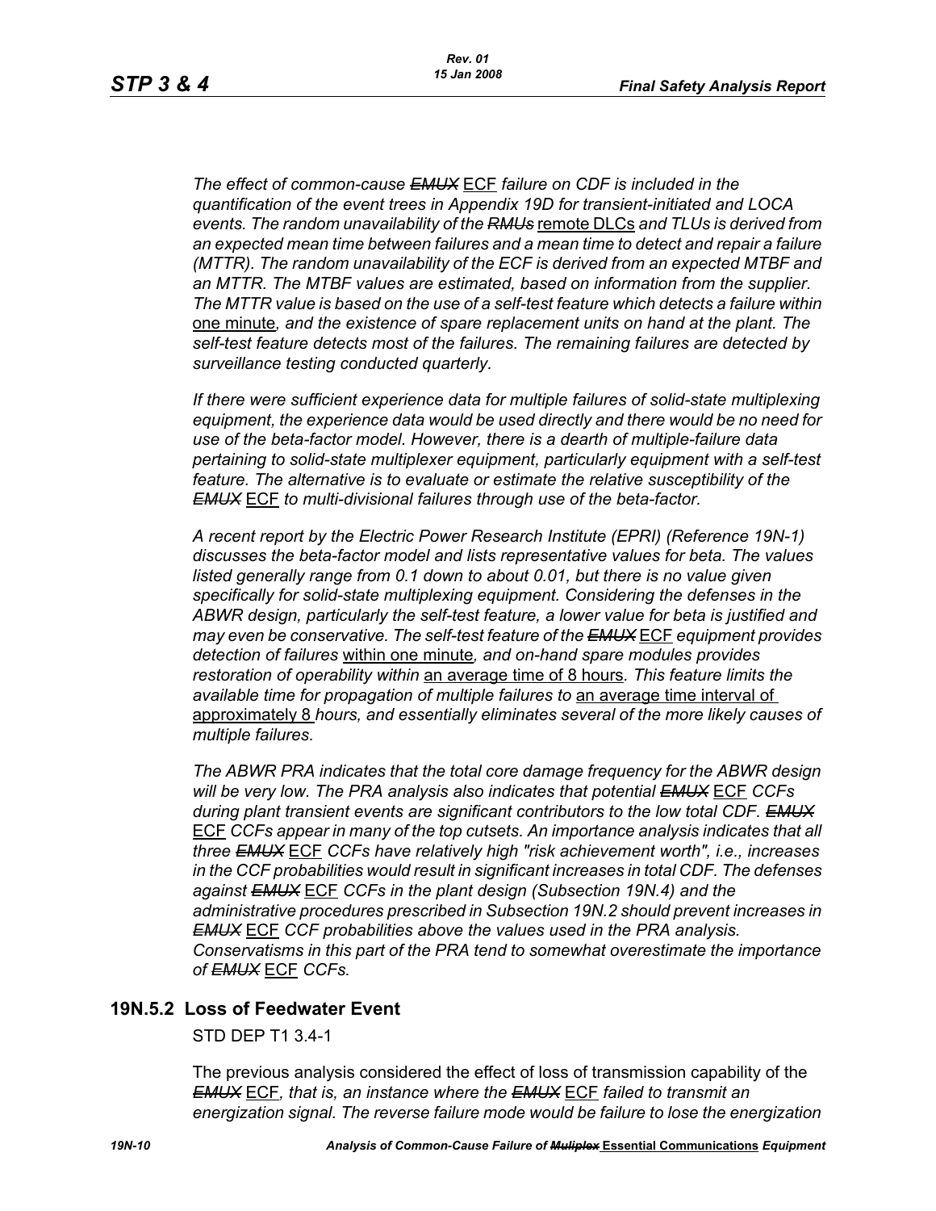*The effect of common-cause ~~EMUX~~ ECF failure on CDF is included in the quantification of the event trees in Appendix 19D for transient-initiated and LOCA events. The random unavailability of the ~~RMUs~~* remote DLCs *and TLUs is derived from an expected mean time between failures and a mean time to detect and repair a failure (MTTR). The random unavailability of the ECF is derived from an expected MTBF and an MTTR. The MTBF values are estimated, based on information from the supplier. The MTTR value is based on the use of a self-test feature which detects a failure within* one minute*, and the existence of spare replacement units on hand at the plant. The self-test feature detects most of the failures. The remaining failures are detected by surveillance testing conducted quarterly.*

*If there were sufficient experience data for multiple failures of solid-state multiplexing equipment, the experience data would be used directly and there would be no need for use of the beta-factor model. However, there is a dearth of multiple-failure data pertaining to solid-state multiplexer equipment, particularly equipment with a self-test feature. The alternative is to evaluate or estimate the relative susceptibility of the ~~EMUX~~* ECF *to multi-divisional failures through use of the beta-factor.*

*A recent report by the Electric Power Research Institute (EPRI) (Reference 19N-1) discusses the beta-factor model and lists representative values for beta. The values listed generally range from 0.1 down to about 0.01, but there is no value given specifically for solid-state multiplexing equipment. Considering the defenses in the ABWR design, particularly the self-test feature, a lower value for beta is justified and may even be conservative. The self-test feature of the ~~EMUX~~* ECF *equipment provides detection of failures* within one minute*, and on-hand spare modules provides restoration of operability within* an average time of 8 hours*. This feature limits the available time for propagation of multiple failures to* an average time interval of approximately 8 *hours, and essentially eliminates several of the more likely causes of multiple failures.*

*The ABWR PRA indicates that the total core damage frequency for the ABWR design will be very low. The PRA analysis also indicates that potential ~~EMUX~~* ECF *CCFs during plant transient events are significant contributors to the low total CDF. ~~EMUX~~* ECF *CCFs appear in many of the top cutsets. An importance analysis indicates that all three ~~EMUX~~* ECF *CCFs have relatively high "risk achievement worth", i.e., increases in the CCF probabilities would result in significant increases in total CDF. The defenses against ~~EMUX~~* ECF *CCFs in the plant design (Subsection 19N.4) and the administrative procedures prescribed in Subsection 19N.2 should prevent increases in ~~EMUX~~* ECF *CCF probabilities above the values used in the PRA analysis. Conservatisms in this part of the PRA tend to somewhat overestimate the importance of ~~EMUX~~* ECF *CCFs.*

## 19N.5.2 Loss of Feedwater Event

STD DEP T1 3.4-1

The previous analysis considered the effect of loss of transmission capability of the *~~EMUX~~* ECF*, that is, an instance where the ~~EMUX~~* ECF *failed to transmit an energization signal. The reverse failure mode would be failure to lose the energization*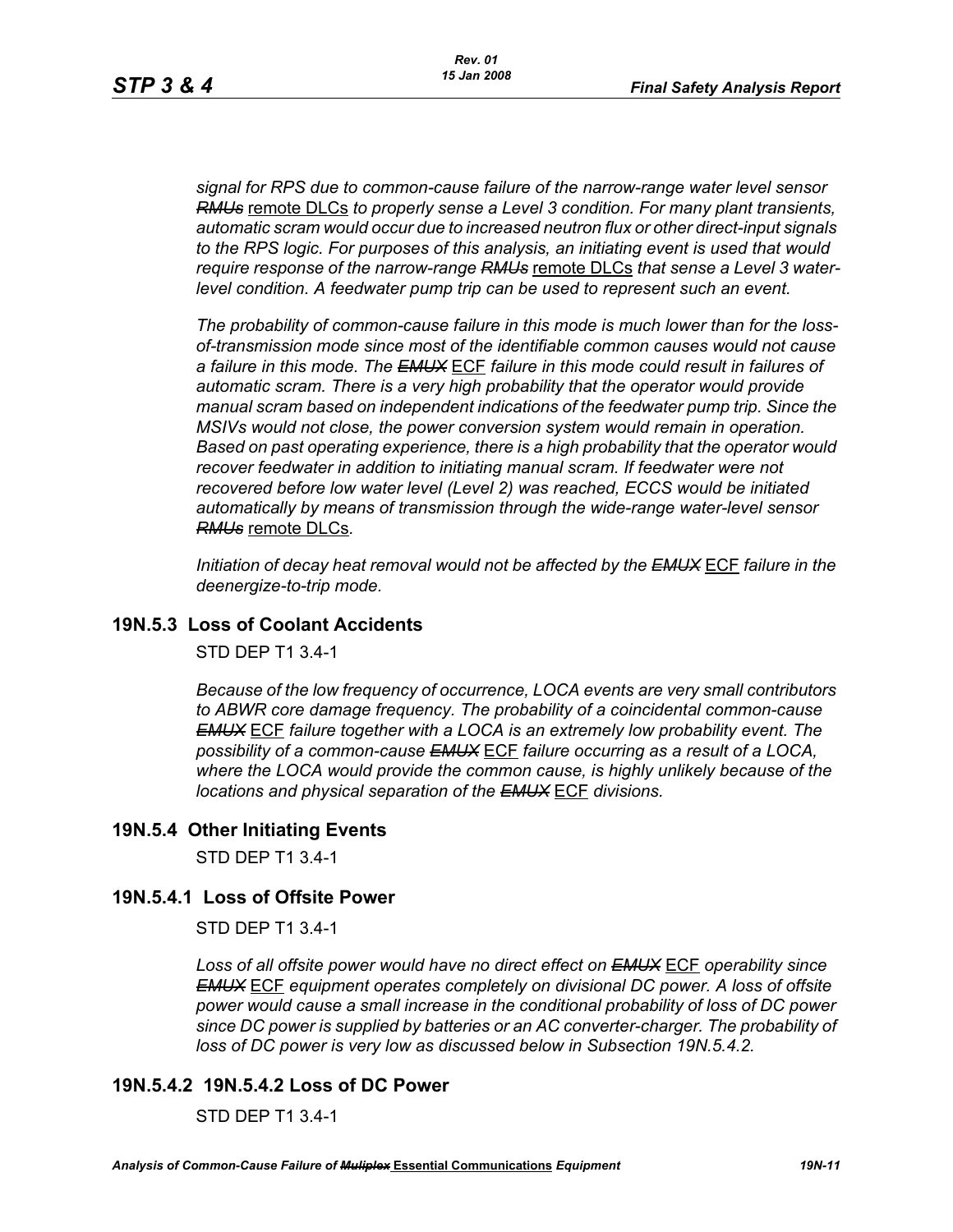*signal for RPS due to common-cause failure of the narrow-range water level sensor ~~RMUs~~* remote DLCs *to properly sense a Level 3 condition. For many plant transients, automatic scram would occur due to increased neutron flux or other direct-input signals to the RPS logic. For purposes of this analysis, an initiating event is used that would require response of the narrow-range ~~RMUs~~* remote DLCs *that sense a Level 3 water-level condition. A feedwater pump trip can be used to represent such an event.*

*The probability of common-cause failure in this mode is much lower than for the loss-of-transmission mode since most of the identifiable common causes would not cause a failure in this mode. The ~~EMUX~~* ECF *failure in this mode could result in failures of automatic scram. There is a very high probability that the operator would provide manual scram based on independent indications of the feedwater pump trip. Since the MSIVs would not close, the power conversion system would remain in operation. Based on past operating experience, there is a high probability that the operator would recover feedwater in addition to initiating manual scram. If feedwater were not recovered before low water level (Level 2) was reached, ECCS would be initiated automatically by means of transmission through the wide-range water-level sensor ~~RMUs~~* remote DLCs*.*

*Initiation of decay heat removal would not be affected by the ~~EMUX~~* ECF *failure in the deenergize-to-trip mode.*

## 19N.5.3 Loss of Coolant Accidents

STD DEP T1 3.4-1

*Because of the low frequency of occurrence, LOCA events are very small contributors to ABWR core damage frequency. The probability of a coincidental common-cause ~~EMUX~~* ECF *failure together with a LOCA is an extremely low probability event. The possibility of a common-cause ~~EMUX~~* ECF *failure occurring as a result of a LOCA, where the LOCA would provide the common cause, is highly unlikely because of the locations and physical separation of the ~~EMUX~~* ECF *divisions.*

## 19N.5.4 Other Initiating Events

STD DEP T1 3.4-1

### 19N.5.4.1 Loss of Offsite Power

STD DEP T1 3.4-1

*Loss of all offsite power would have no direct effect on ~~EMUX~~* ECF *operability since ~~EMUX~~* ECF *equipment operates completely on divisional DC power. A loss of offsite power would cause a small increase in the conditional probability of loss of DC power since DC power is supplied by batteries or an AC converter-charger. The probability of loss of DC power is very low as discussed below in Subsection 19N.5.4.2.*

### 19N.5.4.2 19N.5.4.2 Loss of DC Power

STD DEP T1 3.4-1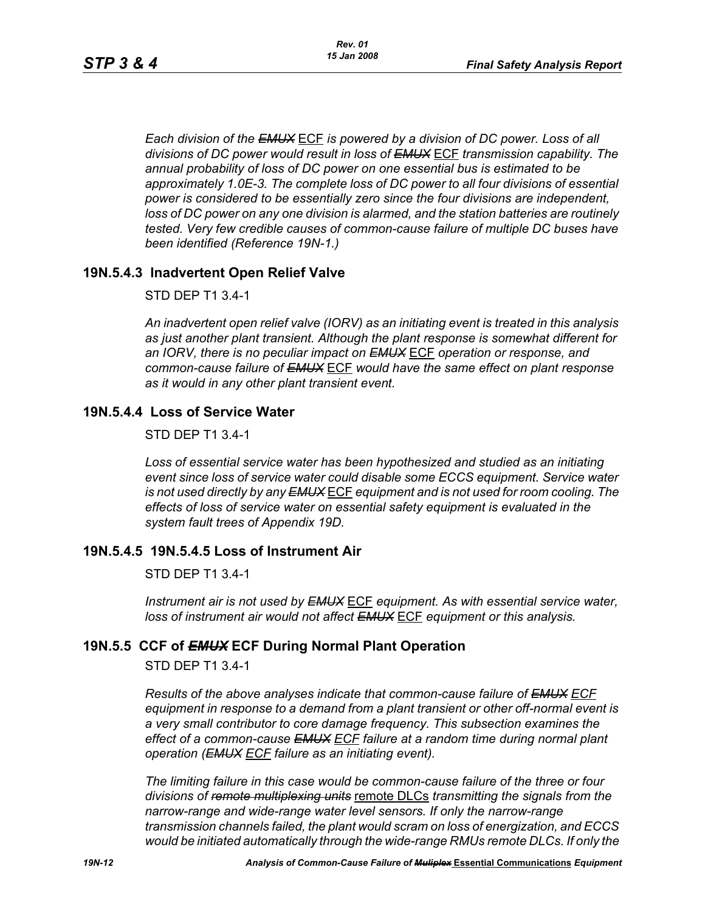*Each division of the ~~EMUX~~ ECF is powered by a division of DC power. Loss of all divisions of DC power would result in loss of ~~EMUX~~ ECF transmission capability. The annual probability of loss of DC power on one essential bus is estimated to be approximately 1.0E-3. The complete loss of DC power to all four divisions of essential power is considered to be essentially zero since the four divisions are independent, loss of DC power on any one division is alarmed, and the station batteries are routinely tested. Very few credible causes of common-cause failure of multiple DC buses have been identified (Reference 19N-1.)*

## 19N.5.4.3 Inadvertent Open Relief Valve

STD DEP T1 3.4-1

*An inadvertent open relief valve (IORV) as an initiating event is treated in this analysis as just another plant transient. Although the plant response is somewhat different for an IORV, there is no peculiar impact on ~~EMUX~~ ECF operation or response, and common-cause failure of ~~EMUX~~ ECF would have the same effect on plant response as it would in any other plant transient event.*

## 19N.5.4.4 Loss of Service Water

STD DEP T1 3.4-1

*Loss of essential service water has been hypothesized and studied as an initiating event since loss of service water could disable some ECCS equipment. Service water is not used directly by any ~~EMUX~~ ECF equipment and is not used for room cooling. The effects of loss of service water on essential safety equipment is evaluated in the system fault trees of Appendix 19D.*

## 19N.5.4.5 19N.5.4.5 Loss of Instrument Air

STD DEP T1 3.4-1

*Instrument air is not used by ~~EMUX~~ ECF equipment. As with essential service water, loss of instrument air would not affect ~~EMUX~~ ECF equipment or this analysis.*

## 19N.5.5 CCF of ~~*EMUX*~~ ECF During Normal Plant Operation

STD DEP T1 3.4-1

*Results of the above analyses indicate that common-cause failure of ~~EMUX~~ ECF equipment in response to a demand from a plant transient or other off-normal event is a very small contributor to core damage frequency. This subsection examines the effect of a common-cause ~~EMUX~~ ECF failure at a random time during normal plant operation (~~EMUX~~ ECF failure as an initiating event).*

*The limiting failure in this case would be common-cause failure of the three or four divisions of ~~remote multiplexing units~~ remote DLCs transmitting the signals from the narrow-range and wide-range water level sensors. If only the narrow-range transmission channels failed, the plant would scram on loss of energization, and ECCS would be initiated automatically through the wide-range ~~RMUs~~ remote DLCs. If only the*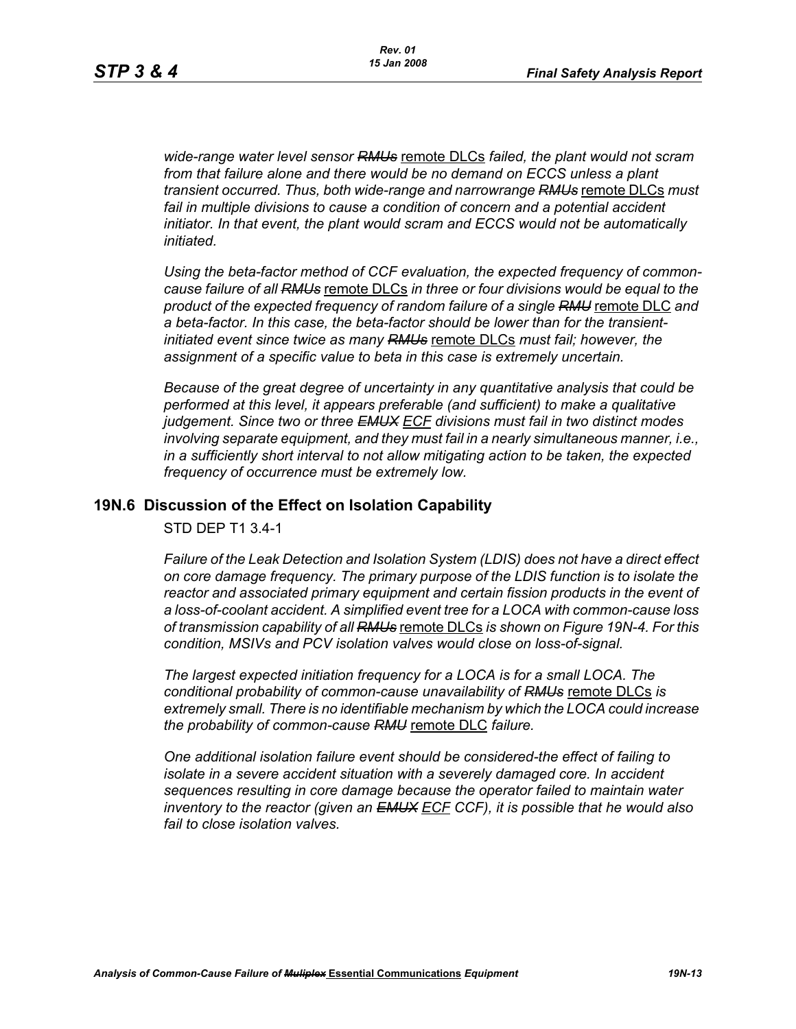*wide-range water level sensor ~~RMUs~~* remote DLCs *failed, the plant would not scram from that failure alone and there would be no demand on ECCS unless a plant transient occurred. Thus, both wide-range and narrowrange ~~RMUs~~* remote DLCs *must fail in multiple divisions to cause a condition of concern and a potential accident initiator. In that event, the plant would scram and ECCS would not be automatically initiated.*

*Using the beta-factor method of CCF evaluation, the expected frequency of common-cause failure of all ~~RMUs~~* remote DLCs *in three or four divisions would be equal to the product of the expected frequency of random failure of a single ~~RMU~~* remote DLC *and a beta-factor. In this case, the beta-factor should be lower than for the transient-initiated event since twice as many ~~RMUs~~* remote DLCs *must fail; however, the assignment of a specific value to beta in this case is extremely uncertain.*

*Because of the great degree of uncertainty in any quantitative analysis that could be performed at this level, it appears preferable (and sufficient) to make a qualitative judgement. Since two or three ~~EMUX~~ ECF divisions must fail in two distinct modes involving separate equipment, and they must fail in a nearly simultaneous manner, i.e., in a sufficiently short interval to not allow mitigating action to be taken, the expected frequency of occurrence must be extremely low.*

## 19N.6 Discussion of the Effect on Isolation Capability

STD DEP T1 3.4-1

*Failure of the Leak Detection and Isolation System (LDIS) does not have a direct effect on core damage frequency. The primary purpose of the LDIS function is to isolate the reactor and associated primary equipment and certain fission products in the event of a loss-of-coolant accident. A simplified event tree for a LOCA with common-cause loss of transmission capability of all ~~RMUs~~* remote DLCs *is shown on Figure 19N-4. For this condition, MSIVs and PCV isolation valves would close on loss-of-signal.*

*The largest expected initiation frequency for a LOCA is for a small LOCA. The conditional probability of common-cause unavailability of ~~RMUs~~* remote DLCs *is extremely small. There is no identifiable mechanism by which the LOCA could increase the probability of common-cause ~~RMU~~* remote DLC *failure.*

*One additional isolation failure event should be considered-the effect of failing to isolate in a severe accident situation with a severely damaged core. In accident sequences resulting in core damage because the operator failed to maintain water inventory to the reactor (given an ~~EMUX~~ ECF CCF), it is possible that he would also fail to close isolation valves.*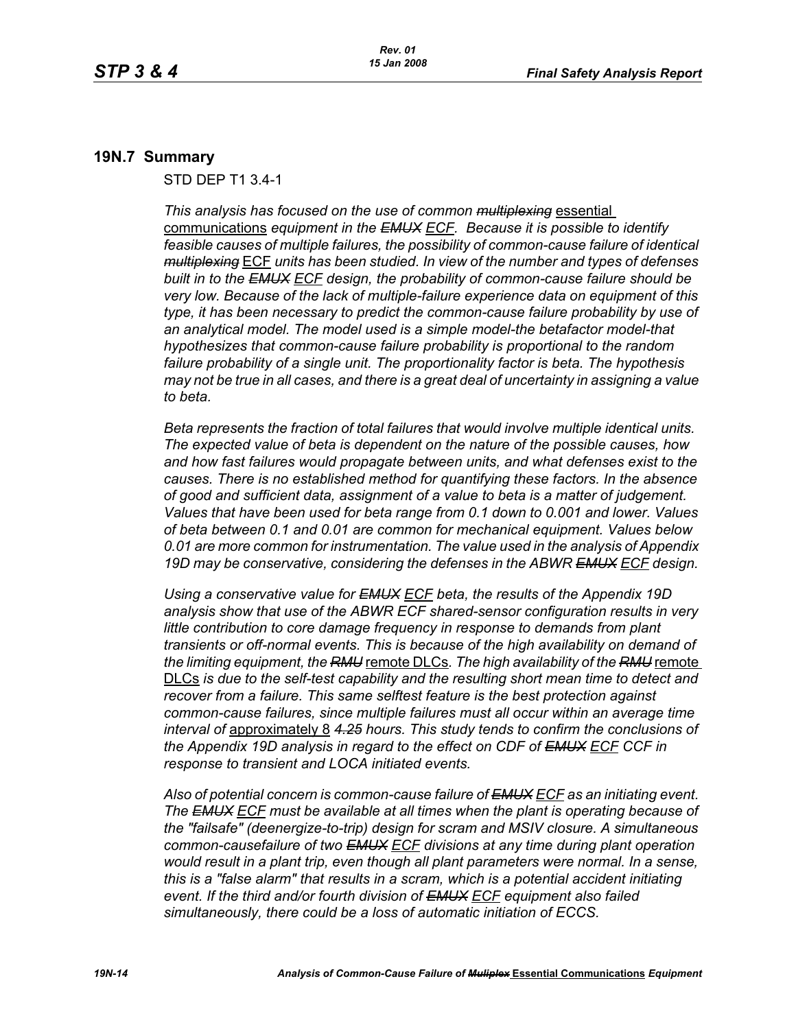## 19N.7 Summary

STD DEP T1 3.4-1

*This analysis has focused on the use of common* ~~*multiplexing*~~ essential communications *equipment in the* ~~*EMUX*~~ *ECF. Because it is possible to identify feasible causes of multiple failures, the possibility of common-cause failure of identical* ~~*multiplexing*~~ ECF *units has been studied. In view of the number and types of defenses built in to the* ~~*EMUX*~~ *ECF design, the probability of common-cause failure should be very low. Because of the lack of multiple-failure experience data on equipment of this type, it has been necessary to predict the common-cause failure probability by use of an analytical model. The model used is a simple model-the betafactor model-that hypothesizes that common-cause failure probability is proportional to the random failure probability of a single unit. The proportionality factor is beta. The hypothesis may not be true in all cases, and there is a great deal of uncertainty in assigning a value to beta.*

*Beta represents the fraction of total failures that would involve multiple identical units. The expected value of beta is dependent on the nature of the possible causes, how and how fast failures would propagate between units, and what defenses exist to the causes. There is no established method for quantifying these factors. In the absence of good and sufficient data, assignment of a value to beta is a matter of judgement. Values that have been used for beta range from 0.1 down to 0.001 and lower. Values of beta between 0.1 and 0.01 are common for mechanical equipment. Values below 0.01 are more common for instrumentation. The value used in the analysis of Appendix 19D may be conservative, considering the defenses in the ABWR* ~~*EMUX*~~ *ECF design.*

*Using a conservative value for* ~~*EMUX*~~ *ECF beta, the results of the Appendix 19D analysis show that use of the ABWR ECF shared-sensor configuration results in very little contribution to core damage frequency in response to demands from plant transients or off-normal events. This is because of the high availability on demand of the limiting equipment, the* ~~*RMU*~~ remote DLCs*. The high availability of the* ~~*RMU*~~ remote DLCs *is due to the self-test capability and the resulting short mean time to detect and recover from a failure. This same selftest feature is the best protection against common-cause failures, since multiple failures must all occur within an average time interval of* approximately 8 ~~*4.25*~~ *hours. This study tends to confirm the conclusions of the Appendix 19D analysis in regard to the effect on CDF of* ~~*EMUX*~~ *ECF CCF in response to transient and LOCA initiated events.*

*Also of potential concern is common-cause failure of* ~~*EMUX*~~ *ECF as an initiating event. The* ~~*EMUX*~~ *ECF must be available at all times when the plant is operating because of the "failsafe" (deenergize-to-trip) design for scram and MSIV closure. A simultaneous common-causefailure of two* ~~*EMUX*~~ *ECF divisions at any time during plant operation would result in a plant trip, even though all plant parameters were normal. In a sense, this is a "false alarm" that results in a scram, which is a potential accident initiating event. If the third and/or fourth division of* ~~*EMUX*~~ *ECF equipment also failed simultaneously, there could be a loss of automatic initiation of ECCS.*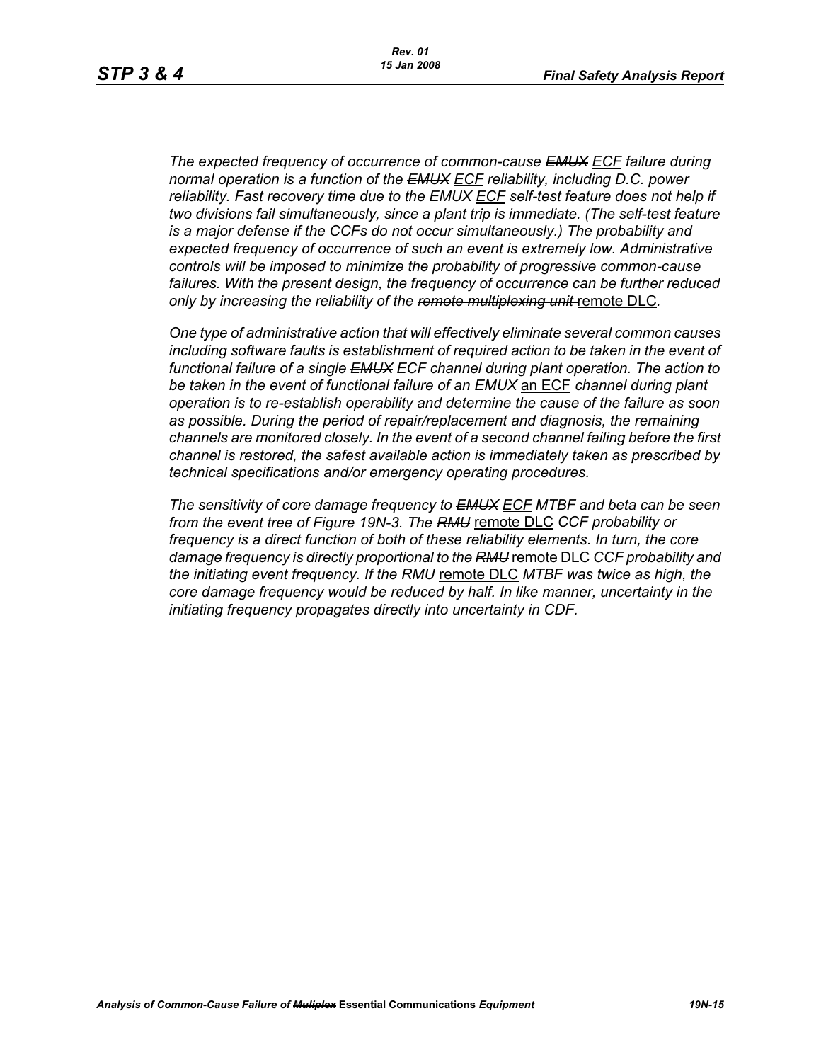*The expected frequency of occurrence of common-cause ~~EMUX~~ ECF failure during normal operation is a function of the ~~EMUX~~ ECF reliability, including D.C. power reliability. Fast recovery time due to the ~~EMUX~~ ECF self-test feature does not help if two divisions fail simultaneously, since a plant trip is immediate. (The self-test feature is a major defense if the CCFs do not occur simultaneously.) The probability and expected frequency of occurrence of such an event is extremely low. Administrative controls will be imposed to minimize the probability of progressive common-cause failures. With the present design, the frequency of occurrence can be further reduced only by increasing the reliability of the ~~remote multiplexing unit~~* remote DLC*.*

*One type of administrative action that will effectively eliminate several common causes including software faults is establishment of required action to be taken in the event of functional failure of a single ~~EMUX~~ ECF channel during plant operation. The action to be taken in the event of functional failure of ~~an EMUX~~* an ECF *channel during plant operation is to re-establish operability and determine the cause of the failure as soon as possible. During the period of repair/replacement and diagnosis, the remaining channels are monitored closely. In the event of a second channel failing before the first channel is restored, the safest available action is immediately taken as prescribed by technical specifications and/or emergency operating procedures.*

*The sensitivity of core damage frequency to ~~EMUX~~ ECF MTBF and beta can be seen from the event tree of Figure 19N-3. The ~~RMU~~* remote DLC *CCF probability or frequency is a direct function of both of these reliability elements. In turn, the core damage frequency is directly proportional to the ~~RMU~~* remote DLC *CCF probability and the initiating event frequency. If the ~~RMU~~* remote DLC *MTBF was twice as high, the core damage frequency would be reduced by half. In like manner, uncertainty in the initiating frequency propagates directly into uncertainty in CDF.*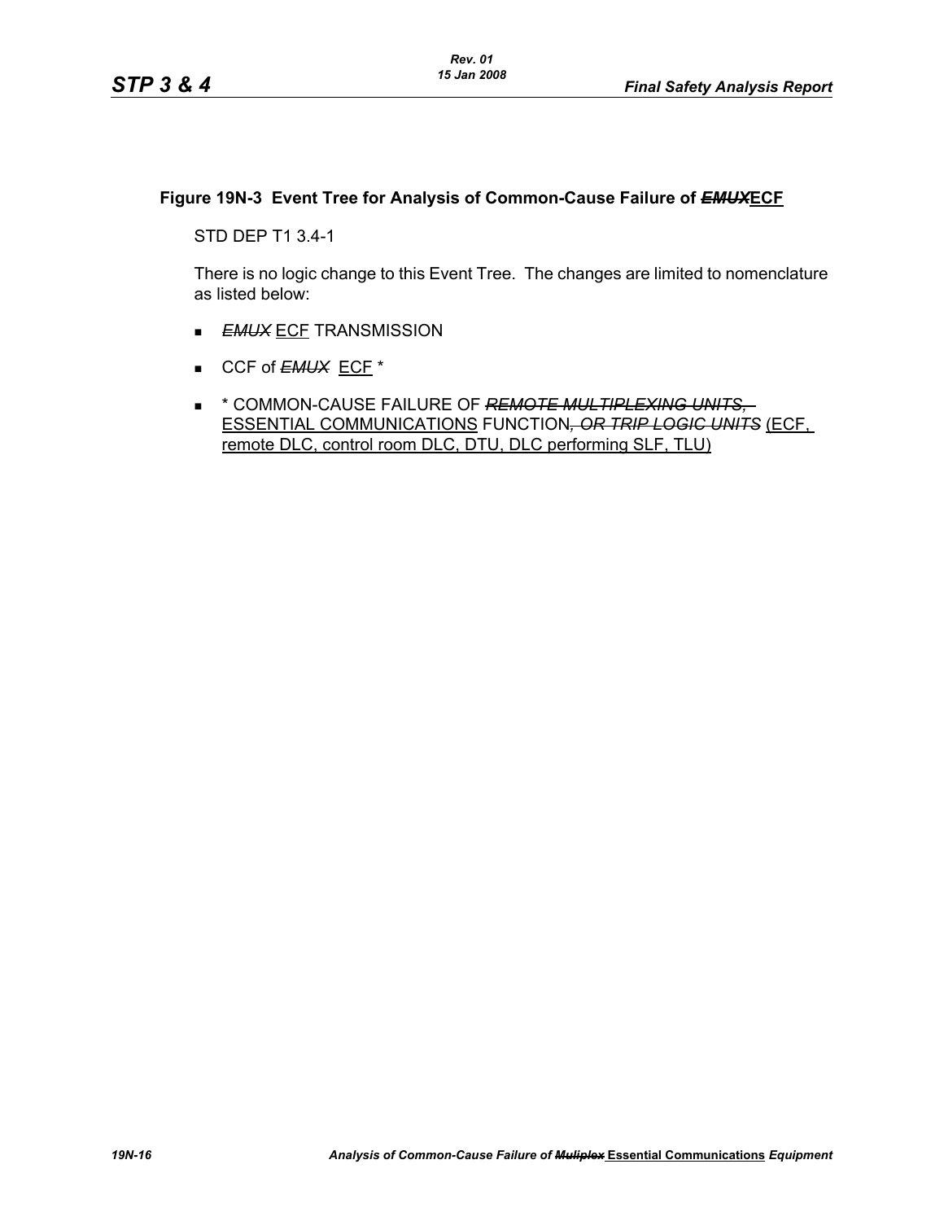**Figure 19N-3 Event Tree for Analysis of Common-Cause Failure of ~~*EMUX*~~ECF**

STD DEP T1 3.4-1

There is no logic change to this Event Tree. The changes are limited to nomenclature as listed below:

- ~~*EMUX*~~ ECF TRANSMISSION
- CCF of ~~*EMUX*~~ ECF *
- * COMMON-CAUSE FAILURE OF ~~*REMOTE MULTIPLEXING UNITS,*~~ ESSENTIAL COMMUNICATIONS FUNCTION~~*, OR TRIP LOGIC UNITS*~~ (ECF, remote DLC, control room DLC, DTU, DLC performing SLF, TLU)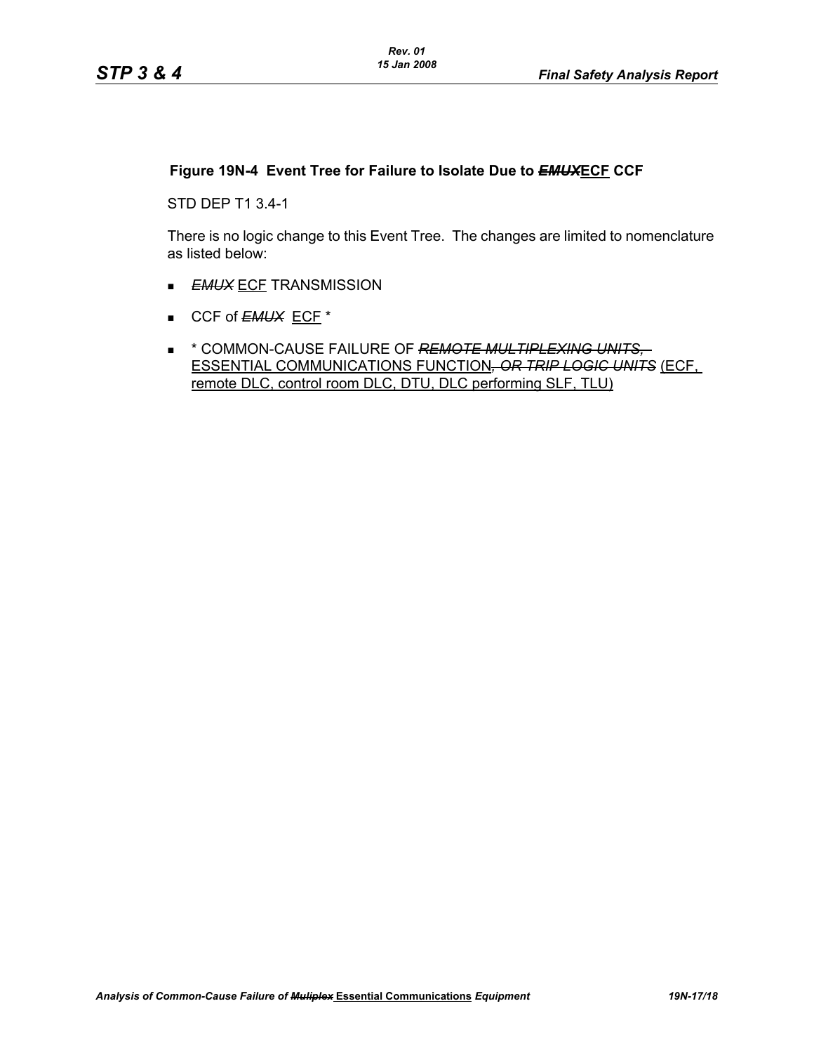**Figure 19N-4 Event Tree for Failure to Isolate Due to ~~*EMUX*~~ECF CCF**

STD DEP T1 3.4-1

There is no logic change to this Event Tree. The changes are limited to nomenclature as listed below:

- ~~*EMUX*~~ ECF TRANSMISSION
- CCF of ~~*EMUX*~~ ECF *
- * COMMON-CAUSE FAILURE OF ~~*REMOTE MULTIPLEXING UNITS,*~~ ESSENTIAL COMMUNICATIONS FUNCTION~~*, OR TRIP LOGIC UNITS*~~ (ECF, remote DLC, control room DLC, DTU, DLC performing SLF, TLU)